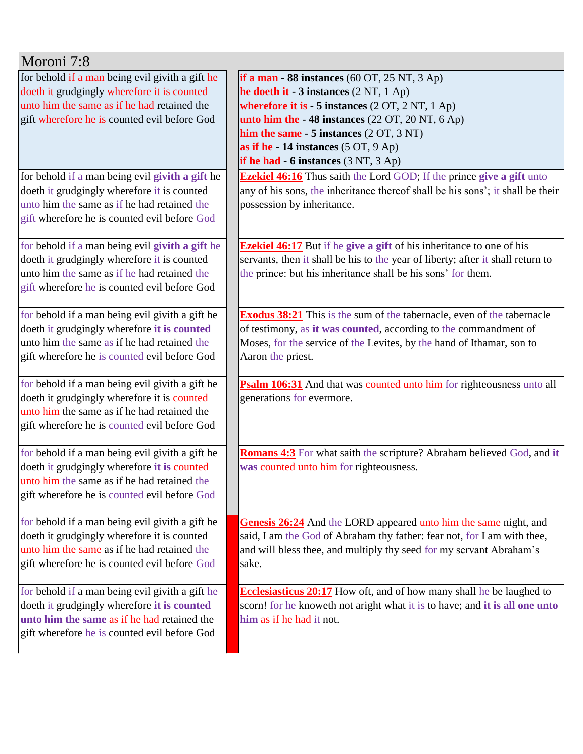# Moroni 7:8

| | |
|---|---|
| for behold if a man being evil givith a gift he doeth it grudgingly wherefore it is counted unto him the same as if he had retained the gift wherefore he is counted evil before God | **if a man - 88 instances** (60 OT, 25 NT, 3 Ap)<br>**he doeth it - 3 instances** (2 NT, 1 Ap)<br>**wherefore it is - 5 instances** (2 OT, 2 NT, 1 Ap)<br>**unto him the - 48 instances** (22 OT, 20 NT, 6 Ap)<br>**him the same - 5 instances** (2 OT, 3 NT)<br>**as if he - 14 instances** (5 OT, 9 Ap)<br>**if he had - 6 instances** (3 NT, 3 Ap) |
| for behold if a man being evil **givith a gift** he doeth it grudgingly wherefore it is counted unto him the same as if he had retained the gift wherefore he is counted evil before God | **Ezekiel 46:16** Thus saith the Lord GOD; If the prince **give a gift** unto any of his sons, the inheritance thereof shall be his sons'; it shall be their possession by inheritance. |
| for behold if a man being evil **givith a gift** he doeth it grudgingly wherefore it is counted unto him the same as if he had retained the gift wherefore he is counted evil before God | **Ezekiel 46:17** But if he **give a gift** of his inheritance to one of his servants, then it shall be his to the year of liberty; after it shall return to the prince: but his inheritance shall be his sons' for them. |
| for behold if a man being evil givith a gift he doeth it grudgingly wherefore **it is counted** unto him the same as if he had retained the gift wherefore he is counted evil before God | **Exodus 38:21** This is the sum of the tabernacle, even of the tabernacle of testimony, as **it was counted**, according to the commandment of Moses, for the service of the Levites, by the hand of Ithamar, son to Aaron the priest. |
| for behold if a man being evil givith a gift he doeth it grudgingly wherefore it is counted unto him the same as if he had retained the gift wherefore he is counted evil before God | **Psalm 106:31** And that was counted unto him for righteousness unto all generations for evermore. |
| for behold if a man being evil givith a gift he doeth it grudgingly wherefore **it is** counted unto him the same as if he had retained the gift wherefore he is counted evil before God | **Romans 4:3** For what saith the scripture? Abraham believed God, and **it was** counted unto him for righteousness. |
| for behold if a man being evil givith a gift he doeth it grudgingly wherefore it is counted unto him the same as if he had retained the gift wherefore he is counted evil before God | **Genesis 26:24** And the LORD appeared unto him the same night, and said, I am the God of Abraham thy father: fear not, for I am with thee, and will bless thee, and multiply thy seed for my servant Abraham's sake. |
| for behold if a man being evil givith a gift he doeth it grudgingly wherefore **it is counted** **unto him the same** as if he had retained the gift wherefore he is counted evil before God | **Ecclesiasticus 20:17** How oft, and of how many shall he be laughed to scorn! for he knoweth not aright what it is to have; and **it is all one unto him** as if he had it not. |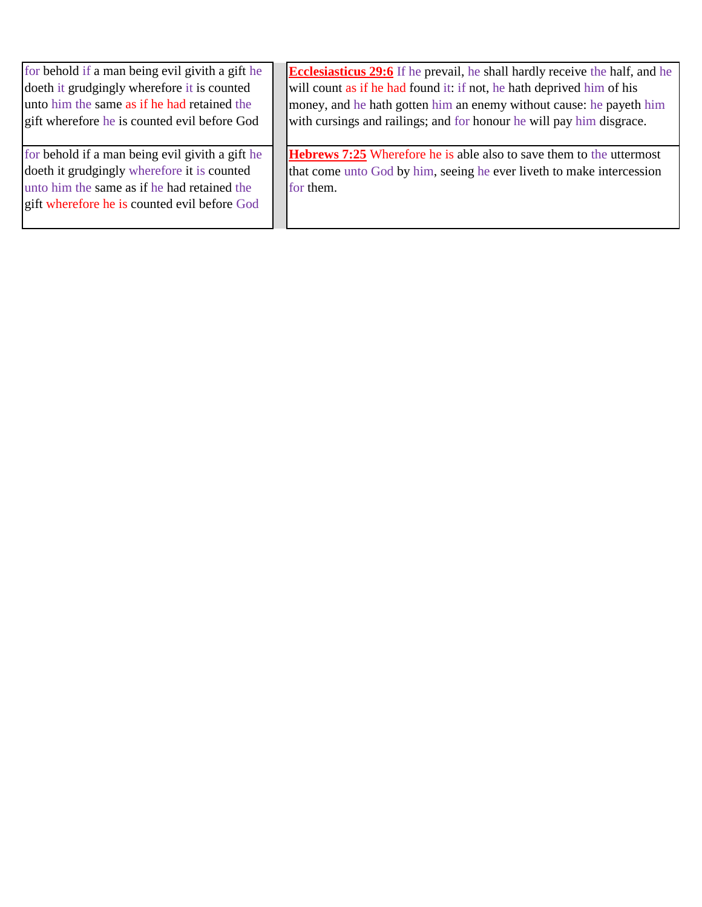| | |
|---|---|
| for behold if a man being evil givith a gift he doeth it grudgingly wherefore it is counted unto him the same as if he had retained the gift wherefore he is counted evil before God | **Ecclesiasticus 29:6** If he prevail, he shall hardly receive the half, and he will count as if he had found it: if not, he hath deprived him of his money, and he hath gotten him an enemy without cause: he payeth him with cursings and railings; and for honour he will pay him disgrace. |
| for behold if a man being evil givith a gift he doeth it grudgingly wherefore it is counted unto him the same as if he had retained the gift wherefore he is counted evil before God | **Hebrews 7:25** Wherefore he is able also to save them to the uttermost that come unto God by him, seeing he ever liveth to make intercession for them. |